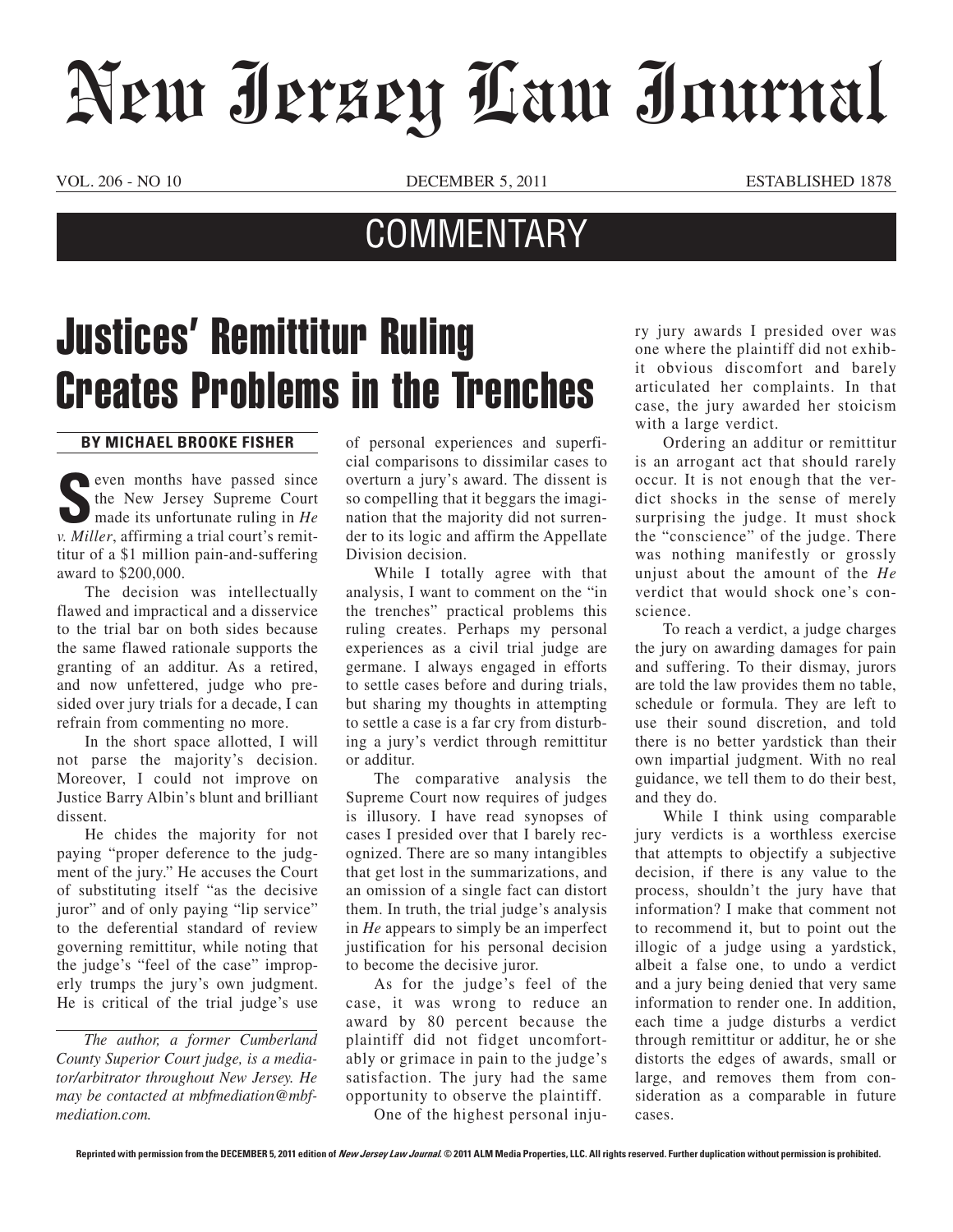# New Jersey Law Journal

VOL. 206 - NO 10 DECEMBER 5, 2011 ESTABLISHED 1878

## COMMENTARY

# Justices' Remittitur Ruling Creates Problems in the Trenches

**BY MICHAEL BROOKE FISHER**

Seven months have passed since the New Jersey Supreme Court made its unfortunate ruling in *He v. Miller*, affirming a trial court's remittitur of a $1 million pain-and-suffering award to $200,000.

The decision was intellectually flawed and impractical and a disservice to the trial bar on both sides because the same flawed rationale supports the granting of an additur. As a retired, and now unfettered, judge who presided over jury trials for a decade, I can refrain from commenting no more.

In the short space allotted, I will not parse the majority's decision. Moreover, I could not improve on Justice Barry Albin's blunt and brilliant dissent.

He chides the majority for not paying "proper deference to the judgment of the jury." He accuses the Court of substituting itself "as the decisive juror" and of only paying "lip service" to the deferential standard of review governing remittitur, while noting that the judge's "feel of the case" improperly trumps the jury's own judgment. He is critical of the trial judge's use of personal experiences and superficial comparisons to dissimilar cases to overturn a jury's award. The dissent is so compelling that it beggars the imagination that the majority did not surrender to its logic and affirm the Appellate Division decision.

While I totally agree with that analysis, I want to comment on the "in the trenches" practical problems this ruling creates. Perhaps my personal experiences as a civil trial judge are germane. I always engaged in efforts to settle cases before and during trials, but sharing my thoughts in attempting to settle a case is a far cry from disturbing a jury's verdict through remittitur or additur.

The comparative analysis the Supreme Court now requires of judges is illusory. I have read synopses of cases I presided over that I barely recognized. There are so many intangibles that get lost in the summarizations, and an omission of a single fact can distort them. In truth, the trial judge's analysis in *He* appears to simply be an imperfect justification for his personal decision to become the decisive juror.

As for the judge's feel of the case, it was wrong to reduce an award by 80 percent because the plaintiff did not fidget uncomfortably or grimace in pain to the judge's satisfaction. The jury had the same opportunity to observe the plaintiff.

One of the highest personal injury jury awards I presided over was one where the plaintiff did not exhibit obvious discomfort and barely articulated her complaints. In that case, the jury awarded her stoicism with a large verdict.

Ordering an additur or remittitur is an arrogant act that should rarely occur. It is not enough that the verdict shocks in the sense of merely surprising the judge. It must shock the "conscience" of the judge. There was nothing manifestly or grossly unjust about the amount of the *He* verdict that would shock one's conscience.

To reach a verdict, a judge charges the jury on awarding damages for pain and suffering. To their dismay, jurors are told the law provides them no table, schedule or formula. They are left to use their sound discretion, and told there is no better yardstick than their own impartial judgment. With no real guidance, we tell them to do their best, and they do.

While I think using comparable jury verdicts is a worthless exercise that attempts to objectify a subjective decision, if there is any value to the process, shouldn't the jury have that information? I make that comment not to recommend it, but to point out the illogic of a judge using a yardstick, albeit a false one, to undo a verdict and a jury being denied that very same information to render one. In addition, each time a judge disturbs a verdict through remittitur or additur, he or she distorts the edges of awards, small or large, and removes them from consideration as a comparable in future cases.

---

*The author, a former Cumberland County Superior Court judge, is a mediator/arbitrator throughout New Jersey. He may be contacted at mbfmediation@mbfmediation.com.*

Reprinted with permission from the DECEMBER 5, 2011 edition of *New Jersey Law Journal*. © 2011 ALM Media Properties, LLC. All rights reserved. Further duplication without permission is prohibited.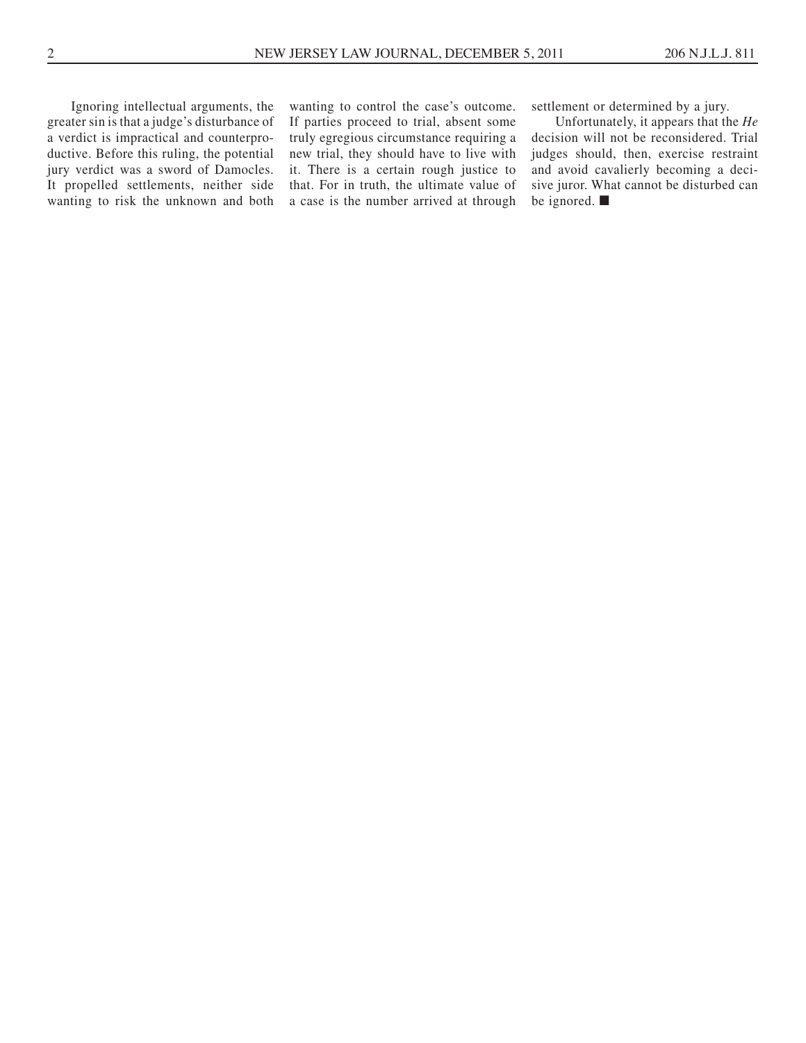Ignoring intellectual arguments, the greater sin is that a judge's disturbance of a verdict is impractical and counterproductive. Before this ruling, the potential jury verdict was a sword of Damocles. It propelled settlements, neither side wanting to risk the unknown and both wanting to control the case's outcome. If parties proceed to trial, absent some truly egregious circumstance requiring a new trial, they should have to live with it. There is a certain rough justice to that. For in truth, the ultimate value of a case is the number arrived at through settlement or determined by a jury.

Unfortunately, it appears that the *He* decision will not be reconsidered. Trial judges should, then, exercise restraint and avoid cavalierly becoming a decisive juror. What cannot be disturbed can be ignored. ■